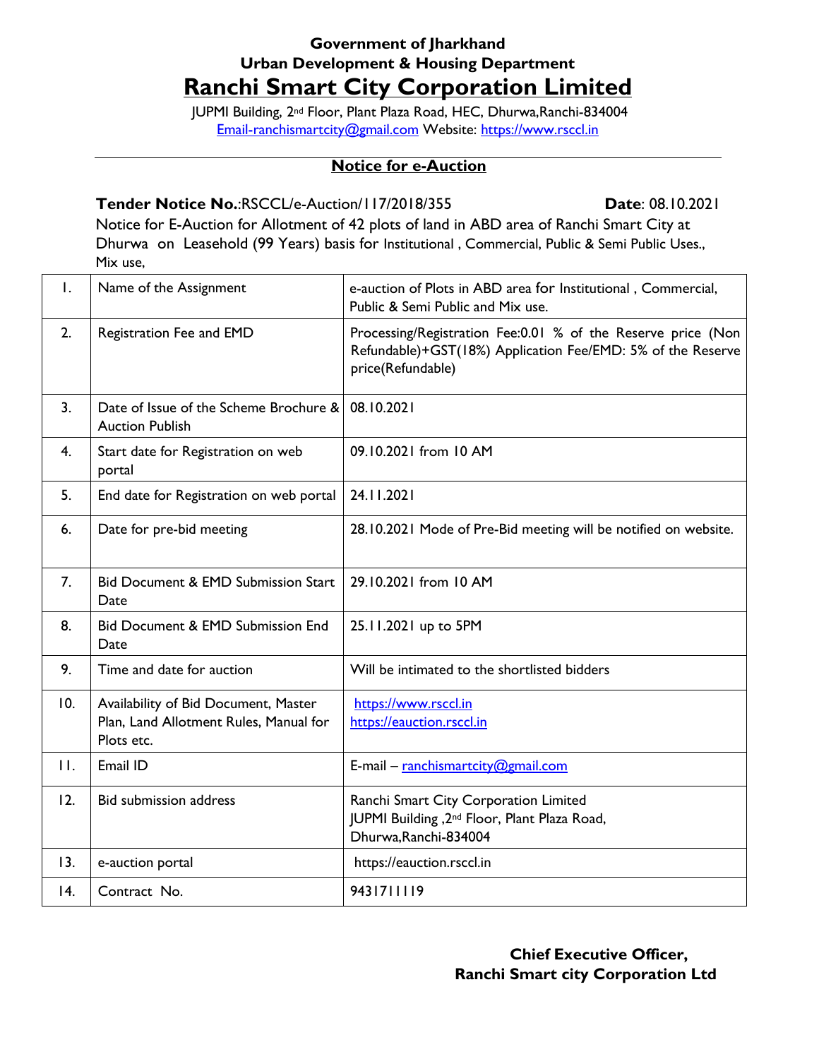**Government of Jharkhand**
**Urban Development & Housing Department**

# Ranchi Smart City Corporation Limited

JUPMI Building, 2nd Floor, Plant Plaza Road, HEC, Dhurwa,Ranchi-834004
Email-ranchismartcity@gmail.com Website: https://www.rsccl.in

## Notice for e-Auction

**Tender Notice No.**:RSCCL/e-Auction/117/2018/355 **Date**: 08.10.2021

Notice for E-Auction for Allotment of 42 plots of land in ABD area of Ranchi Smart City at Dhurwa on Leasehold (99 Years) basis for Institutional , Commercial, Public & Semi Public Uses., Mix use,

| | | |
|---|---|---|
| 1. | Name of the Assignment | e-auction of Plots in ABD area for Institutional , Commercial, Public & Semi Public and Mix use. |
| 2. | Registration Fee and EMD | Processing/Registration Fee:0.01 % of the Reserve price (Non Refundable)+GST(18%) Application Fee/EMD: 5% of the Reserve price(Refundable) |
| 3. | Date of Issue of the Scheme Brochure & Auction Publish | 08.10.2021 |
| 4. | Start date for Registration on web portal | 09.10.2021 from 10 AM |
| 5. | End date for Registration on web portal | 24.11.2021 |
| 6. | Date for pre-bid meeting | 28.10.2021 Mode of Pre-Bid meeting will be notified on website. |
| 7. | Bid Document & EMD Submission Start Date | 29.10.2021 from 10 AM |
| 8. | Bid Document & EMD Submission End Date | 25.11.2021 up to 5PM |
| 9. | Time and date for auction | Will be intimated to the shortlisted bidders |
| 10. | Availability of Bid Document, Master Plan, Land Allotment Rules, Manual for Plots etc. | https://www.rsccl.in https://eauction.rsccl.in |
| 11. | Email ID | E-mail – ranchismartcity@gmail.com |
| 12. | Bid submission address | Ranchi Smart City Corporation Limited JUPMI Building ,2nd Floor, Plant Plaza Road, Dhurwa,Ranchi-834004 |
| 13. | e-auction portal | https://eauction.rsccl.in |
| 14. | Contract No. | 9431711119 |

**Chief Executive Officer,**
**Ranchi Smart city Corporation Ltd**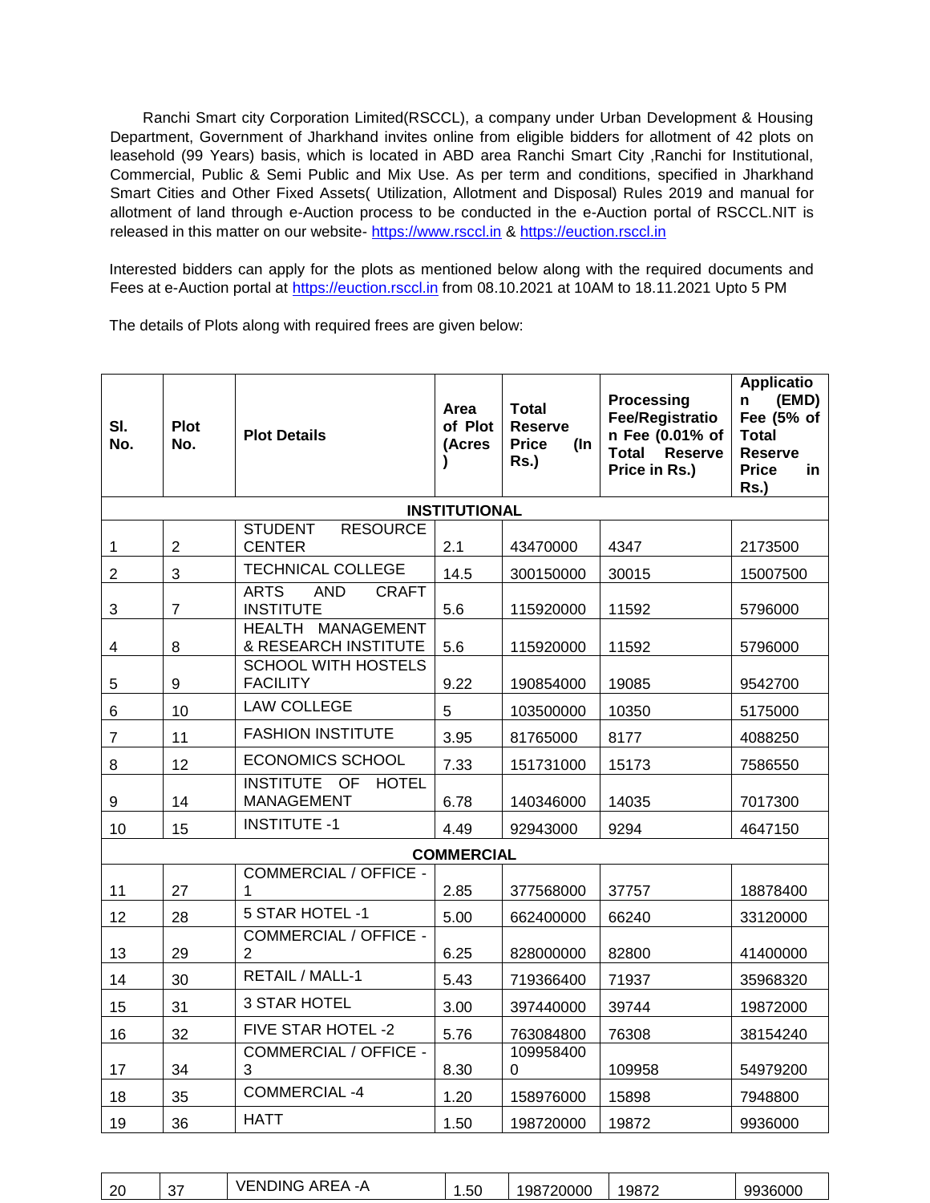Ranchi Smart city Corporation Limited(RSCCL), a company under Urban Development & Housing Department, Government of Jharkhand invites online from eligible bidders for allotment of 42 plots on leasehold (99 Years) basis, which is located in ABD area Ranchi Smart City ,Ranchi for Institutional, Commercial, Public & Semi Public and Mix Use. As per term and conditions, specified in Jharkhand Smart Cities and Other Fixed Assets( Utilization, Allotment and Disposal) Rules 2019 and manual for allotment of land through e-Auction process to be conducted in the e-Auction portal of RSCCL.NIT is released in this matter on our website- https://www.rsccl.in & https://euction.rsccl.in

Interested bidders can apply for the plots as mentioned below along with the required documents and Fees at e-Auction portal at https://euction.rsccl.in from 08.10.2021 at 10AM to 18.11.2021 Upto 5 PM

The details of Plots along with required frees are given below:

| Sl. No. | Plot No. | Plot Details | Area of Plot (Acres) | Total Reserve Price (In Rs.) | Processing Fee/Registration Fee (0.01% of Total Reserve Price in Rs.) | Application (EMD) Fee (5% of Total Reserve Price in Rs.) |
|---|---|---|---|---|---|---|
| **INSTITUTIONAL** | | | | | | |
| 1 | 2 | STUDENT RESOURCE CENTER | 2.1 | 43470000 | 4347 | 2173500 |
| 2 | 3 | TECHNICAL COLLEGE | 14.5 | 300150000 | 30015 | 15007500 |
| 3 | 7 | ARTS AND CRAFT INSTITUTE | 5.6 | 115920000 | 11592 | 5796000 |
| 4 | 8 | HEALTH MANAGEMENT & RESEARCH INSTITUTE | 5.6 | 115920000 | 11592 | 5796000 |
| 5 | 9 | SCHOOL WITH HOSTELS FACILITY | 9.22 | 190854000 | 19085 | 9542700 |
| 6 | 10 | LAW COLLEGE | 5 | 103500000 | 10350 | 5175000 |
| 7 | 11 | FASHION INSTITUTE | 3.95 | 81765000 | 8177 | 4088250 |
| 8 | 12 | ECONOMICS SCHOOL | 7.33 | 151731000 | 15173 | 7586550 |
| 9 | 14 | INSTITUTE OF HOTEL MANAGEMENT | 6.78 | 140346000 | 14035 | 7017300 |
| 10 | 15 | INSTITUTE -1 | 4.49 | 92943000 | 9294 | 4647150 |
| **COMMERCIAL** | | | | | | |
| 11 | 27 | COMMERCIAL / OFFICE - 1 | 2.85 | 377568000 | 37757 | 18878400 |
| 12 | 28 | 5 STAR HOTEL -1 | 5.00 | 662400000 | 66240 | 33120000 |
| 13 | 29 | COMMERCIAL / OFFICE - 2 | 6.25 | 828000000 | 82800 | 41400000 |
| 14 | 30 | RETAIL / MALL-1 | 5.43 | 719366400 | 71937 | 35968320 |
| 15 | 31 | 3 STAR HOTEL | 3.00 | 397440000 | 39744 | 19872000 |
| 16 | 32 | FIVE STAR HOTEL -2 | 5.76 | 763084800 | 76308 | 38154240 |
| 17 | 34 | COMMERCIAL / OFFICE - 3 | 8.30 | 1099584000 | 109958 | 54979200 |
| 18 | 35 | COMMERCIAL -4 | 1.20 | 158976000 | 15898 | 7948800 |
| 19 | 36 | HATT | 1.50 | 198720000 | 19872 | 9936000 |
| 20 | 37 | VENDING AREA -A | 1.50 | 198720000 | 19872 | 9936000 |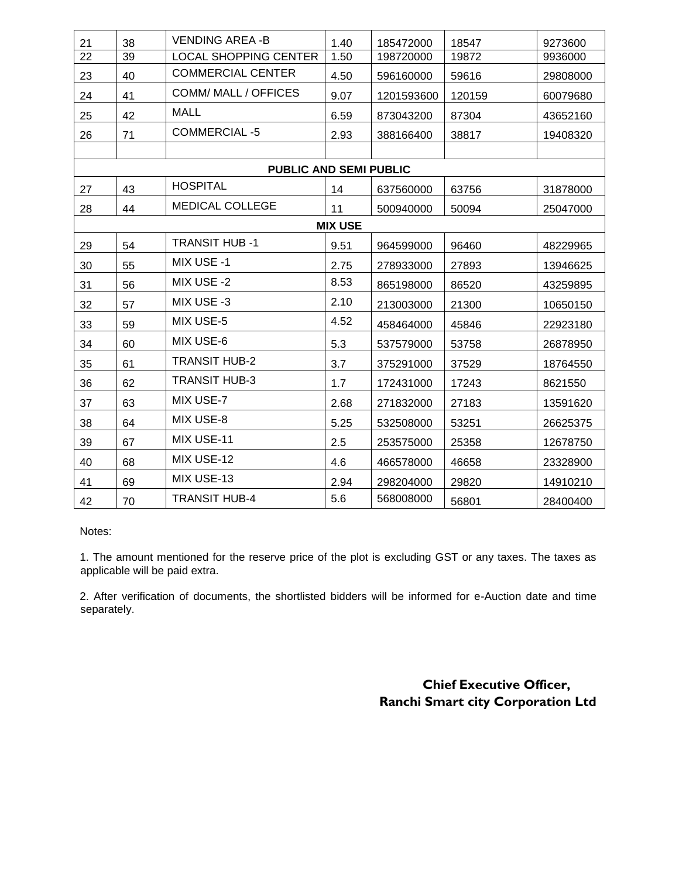| | | | | | | |
|---|---|---|---|---|---|---|
| 21 | 38 | VENDING AREA -B | 1.40 | 185472000 | 18547 | 9273600 |
| 22 | 39 | LOCAL SHOPPING CENTER | 1.50 | 198720000 | 19872 | 9936000 |
| 23 | 40 | COMMERCIAL CENTER | 4.50 | 596160000 | 59616 | 29808000 |
| 24 | 41 | COMM/ MALL / OFFICES | 9.07 | 1201593600 | 120159 | 60079680 |
| 25 | 42 | MALL | 6.59 | 873043200 | 87304 | 43652160 |
| 26 | 71 | COMMERCIAL -5 | 2.93 | 388166400 | 38817 | 19408320 |
| | | | | | | |
| **PUBLIC AND SEMI PUBLIC** | | | | | | |
| 27 | 43 | HOSPITAL | 14 | 637560000 | 63756 | 31878000 |
| 28 | 44 | MEDICAL COLLEGE | 11 | 500940000 | 50094 | 25047000 |
| **MIX USE** | | | | | | |
| 29 | 54 | TRANSIT HUB -1 | 9.51 | 964599000 | 96460 | 48229965 |
| 30 | 55 | MIX USE -1 | 2.75 | 278933000 | 27893 | 13946625 |
| 31 | 56 | MIX USE -2 | 8.53 | 865198000 | 86520 | 43259895 |
| 32 | 57 | MIX USE -3 | 2.10 | 213003000 | 21300 | 10650150 |
| 33 | 59 | MIX USE-5 | 4.52 | 458464000 | 45846 | 22923180 |
| 34 | 60 | MIX USE-6 | 5.3 | 537579000 | 53758 | 26878950 |
| 35 | 61 | TRANSIT HUB-2 | 3.7 | 375291000 | 37529 | 18764550 |
| 36 | 62 | TRANSIT HUB-3 | 1.7 | 172431000 | 17243 | 8621550 |
| 37 | 63 | MIX USE-7 | 2.68 | 271832000 | 27183 | 13591620 |
| 38 | 64 | MIX USE-8 | 5.25 | 532508000 | 53251 | 26625375 |
| 39 | 67 | MIX USE-11 | 2.5 | 253575000 | 25358 | 12678750 |
| 40 | 68 | MIX USE-12 | 4.6 | 466578000 | 46658 | 23328900 |
| 41 | 69 | MIX USE-13 | 2.94 | 298204000 | 29820 | 14910210 |
| 42 | 70 | TRANSIT HUB-4 | 5.6 | 568008000 | 56801 | 28400400 |

Notes:

1. The amount mentioned for the reserve price of the plot is excluding GST or any taxes. The taxes as applicable will be paid extra.

2. After verification of documents, the shortlisted bidders will be informed for e-Auction date and time separately.

**Chief Executive Officer,**
**Ranchi Smart city Corporation Ltd**